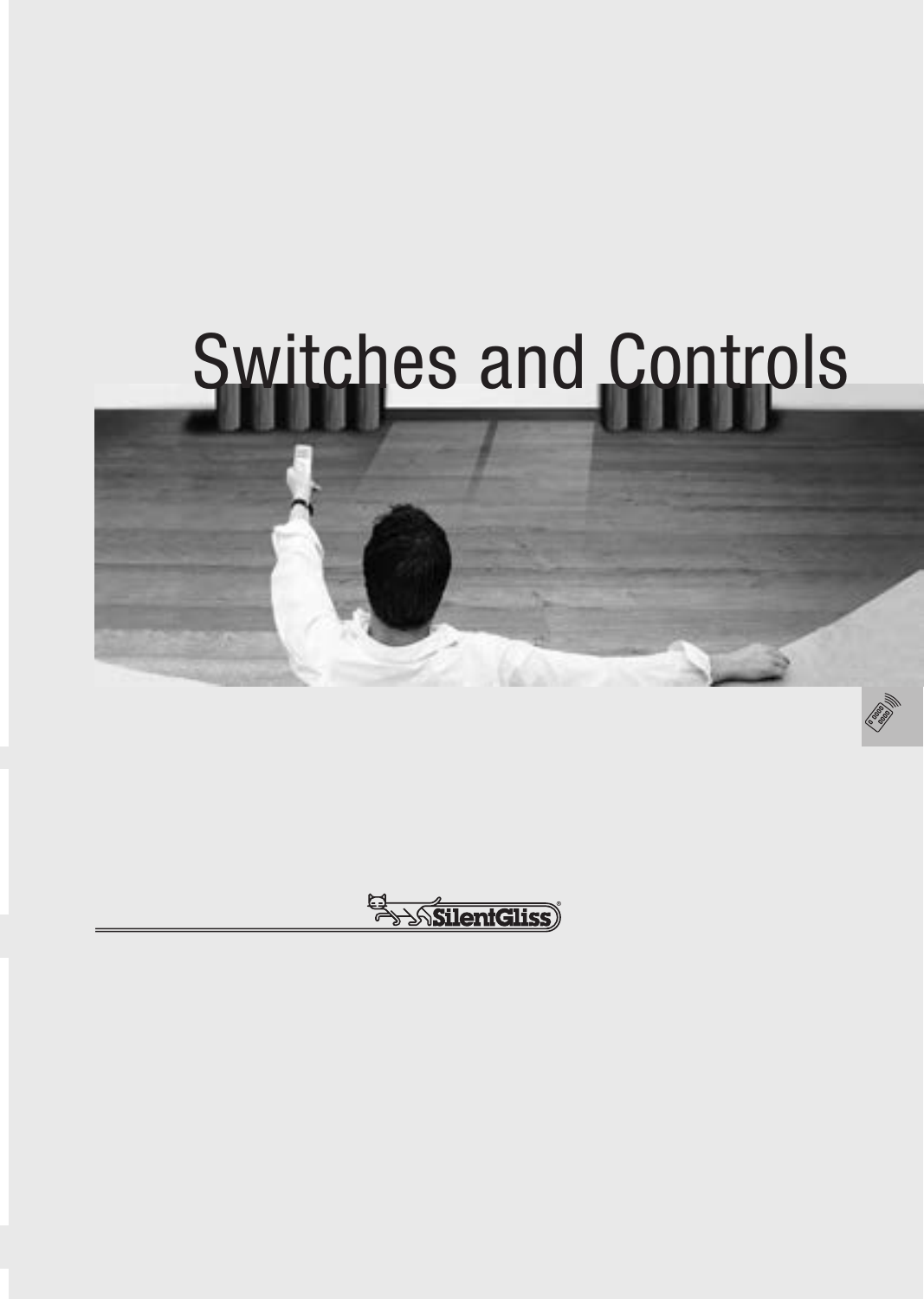# Switches and Controls

SilentGliss®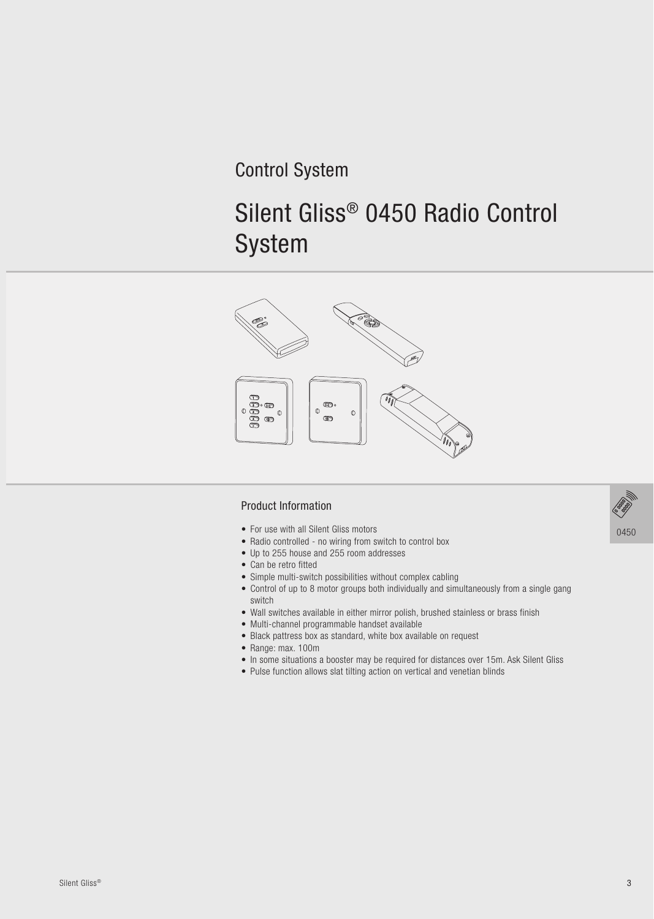Control System

# Silent Gliss® 0450 Radio Control System

## Product Information

- For use with all Silent Gliss motors
- Radio controlled - no wiring from switch to control box
- Up to 255 house and 255 room addresses
- Can be retro fitted
- Simple multi-switch possibilities without complex cabling
- Control of up to 8 motor groups both individually and simultaneously from a single gang switch
- Wall switches available in either mirror polish, brushed stainless or brass finish
- Multi-channel programmable handset available
- Black pattress box as standard, white box available on request
- Range: max. 100m
- In some situations a booster may be required for distances over 15m. Ask Silent Gliss
- Pulse function allows slat tilting action on vertical and venetian blinds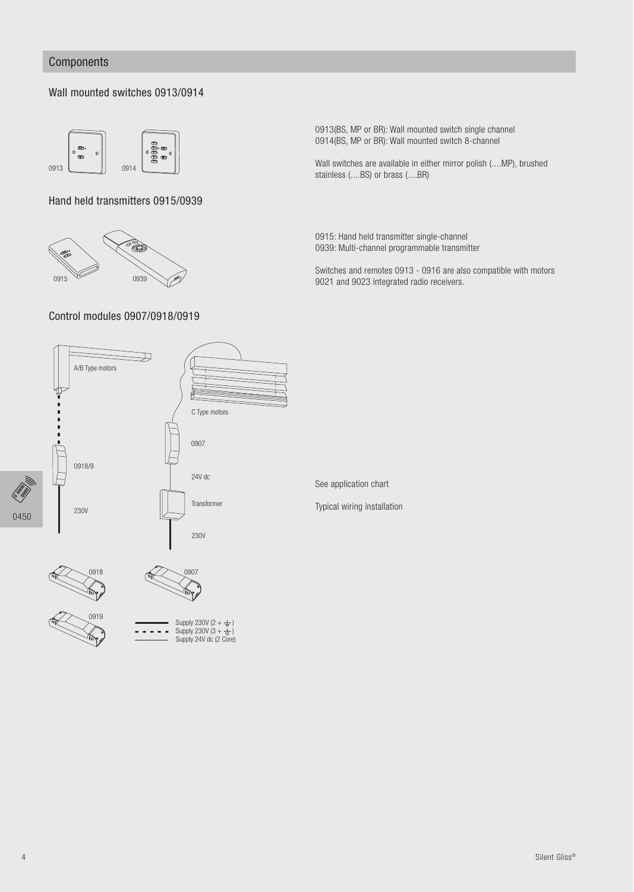## Components

### Wall mounted switches 0913/0914

0913(BS, MP or BR): Wall mounted switch single channel
0914(BS, MP or BR): Wall mounted switch 8-channel

Wall switches are available in either mirror polish (....MP), brushed stainless (....BS) or brass (....BR)

### Hand held transmitters 0915/0939

0915: Hand held transmitter single-channel
0939: Multi-channel programmable transmitter

Switches and remotes 0913 - 0916 are also compatible with motors 9021 and 9023 integrated radio receivers.

### Control modules 0907/0918/0919

A/B Type motors

C Type motors

0907

0918/9

24V dc

Transformer

230V

230V

0918

0907

0919

Supply 230V (2 + ⏚)
Supply 230V (3 + ⏚)
Supply 24V dc (2 Core)

See application chart

Typical wiring installation

0450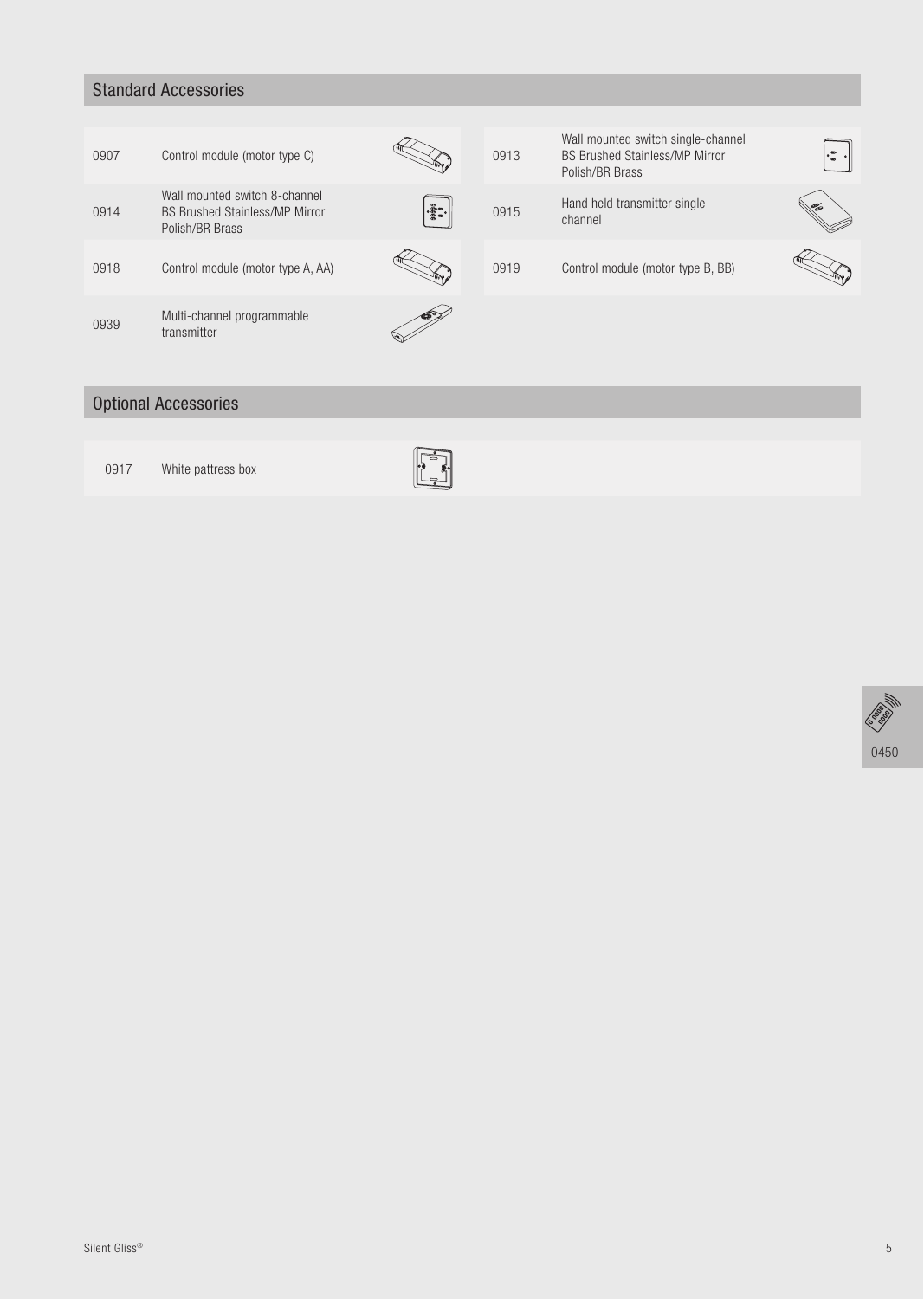## Standard Accessories

| | | | |
|---|---|---|---|
| 0907 | Control module (motor type C) | 0913 | Wall mounted switch single-channel BS Brushed Stainless/MP Mirror Polish/BR Brass |
| 0914 | Wall mounted switch 8-channel BS Brushed Stainless/MP Mirror Polish/BR Brass | 0915 | Hand held transmitter single-channel |
| 0918 | Control module (motor type A, AA) | 0919 | Control module (motor type B, BB) |
| 0939 | Multi-channel programmable transmitter | | |

## Optional Accessories

| | |
|---|---|
| 0917 | White pattress box |

0450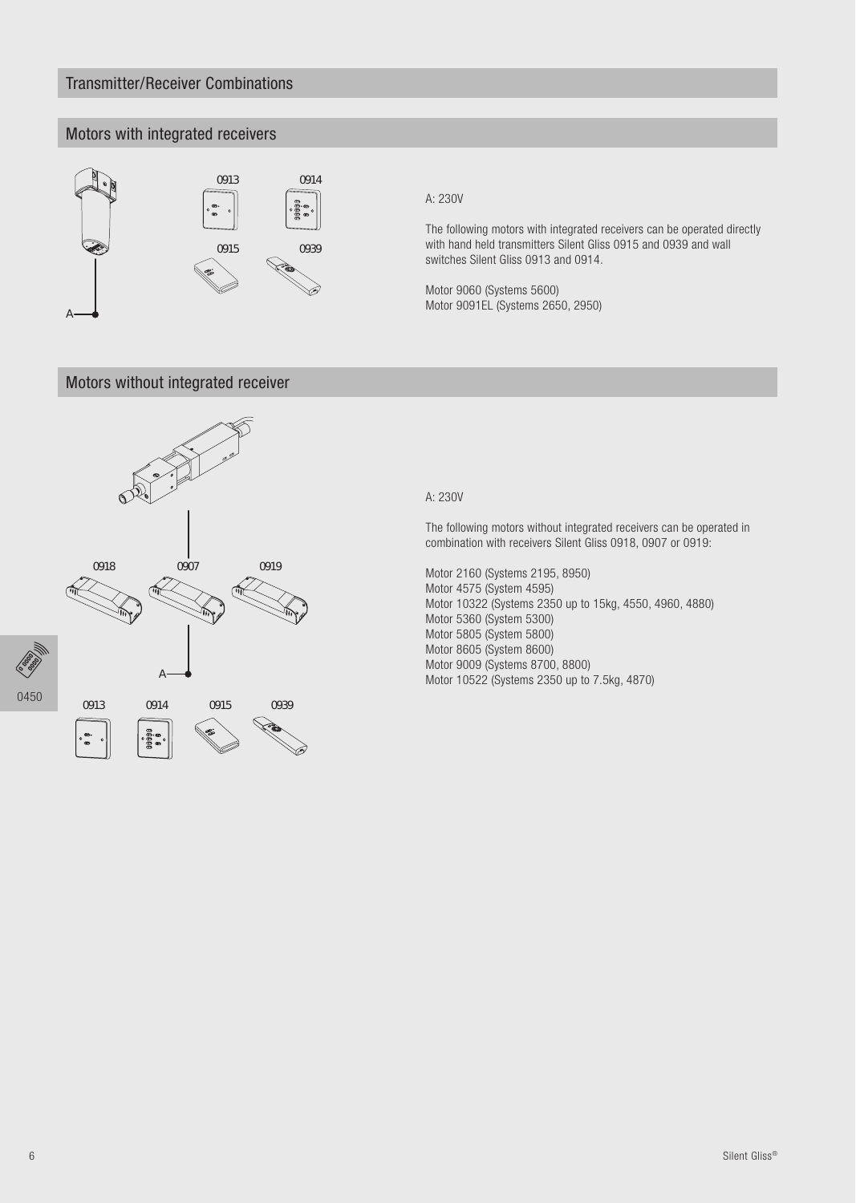## Transmitter/Receiver Combinations

### Motors with integrated receivers

A: 230V

The following motors with integrated receivers can be operated directly with hand held transmitters Silent Gliss 0915 and 0939 and wall switches Silent Gliss 0913 and 0914.

Motor 9060 (Systems 5600)
Motor 9091EL (Systems 2650, 2950)

### Motors without integrated receiver

A: 230V

The following motors without integrated receivers can be operated in combination with receivers Silent Gliss 0918, 0907 or 0919:

Motor 2160 (Systems 2195, 8950)
Motor 4575 (System 4595)
Motor 10322 (Systems 2350 up to 15kg, 4550, 4960, 4880)
Motor 5360 (System 5300)
Motor 5805 (System 5800)
Motor 8605 (System 8600)
Motor 9009 (Systems 8700, 8800)
Motor 10522 (Systems 2350 up to 7.5kg, 4870)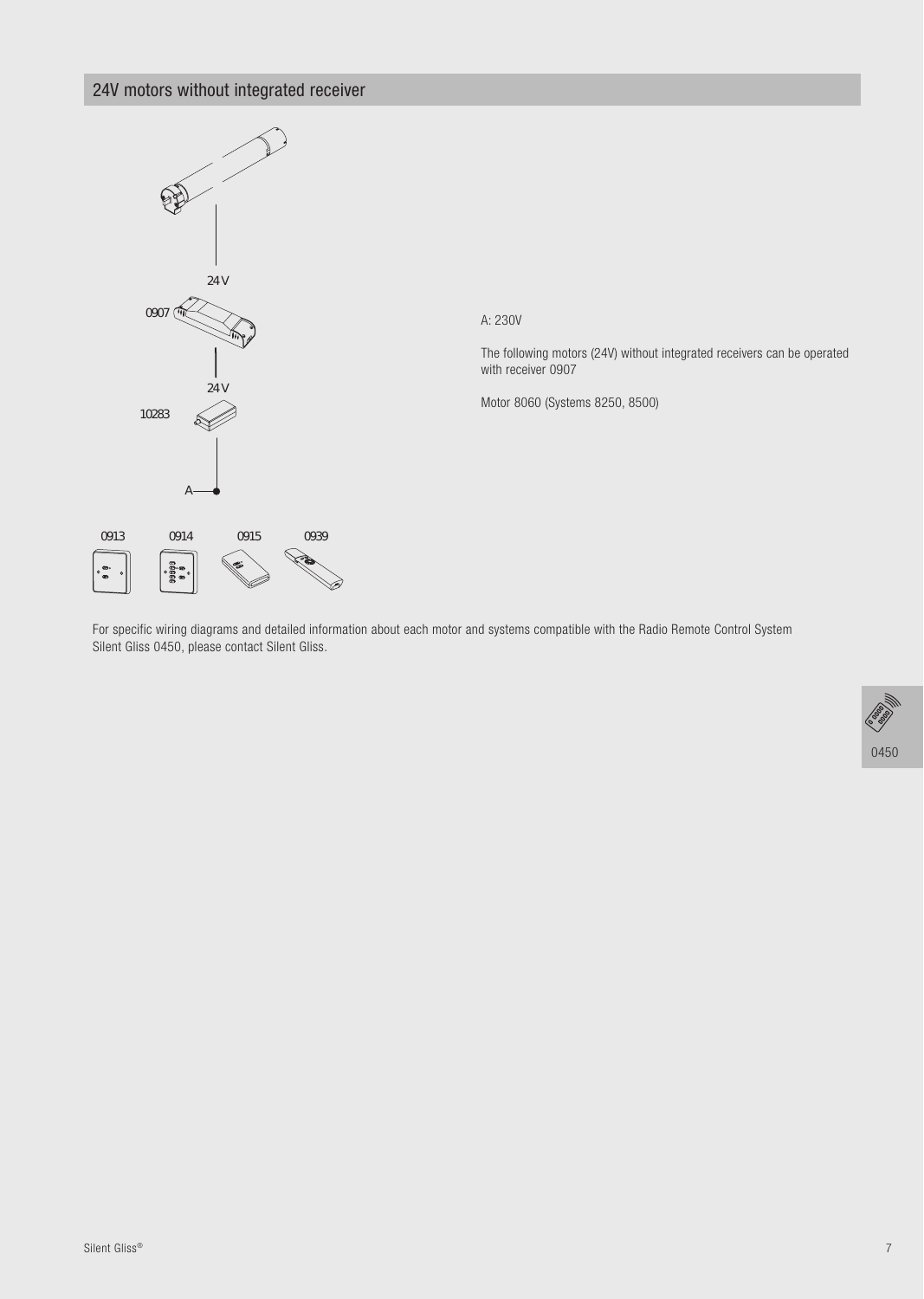## 24V motors without integrated receiver

24 V

0907

24 V

10283

A

0913 0914 0915 0939

A: 230V

The following motors (24V) without integrated receivers can be operated with receiver 0907

Motor 8060 (Systems 8250, 8500)

For specific wiring diagrams and detailed information about each motor and systems compatible with the Radio Remote Control System Silent Gliss 0450, please contact Silent Gliss.

0450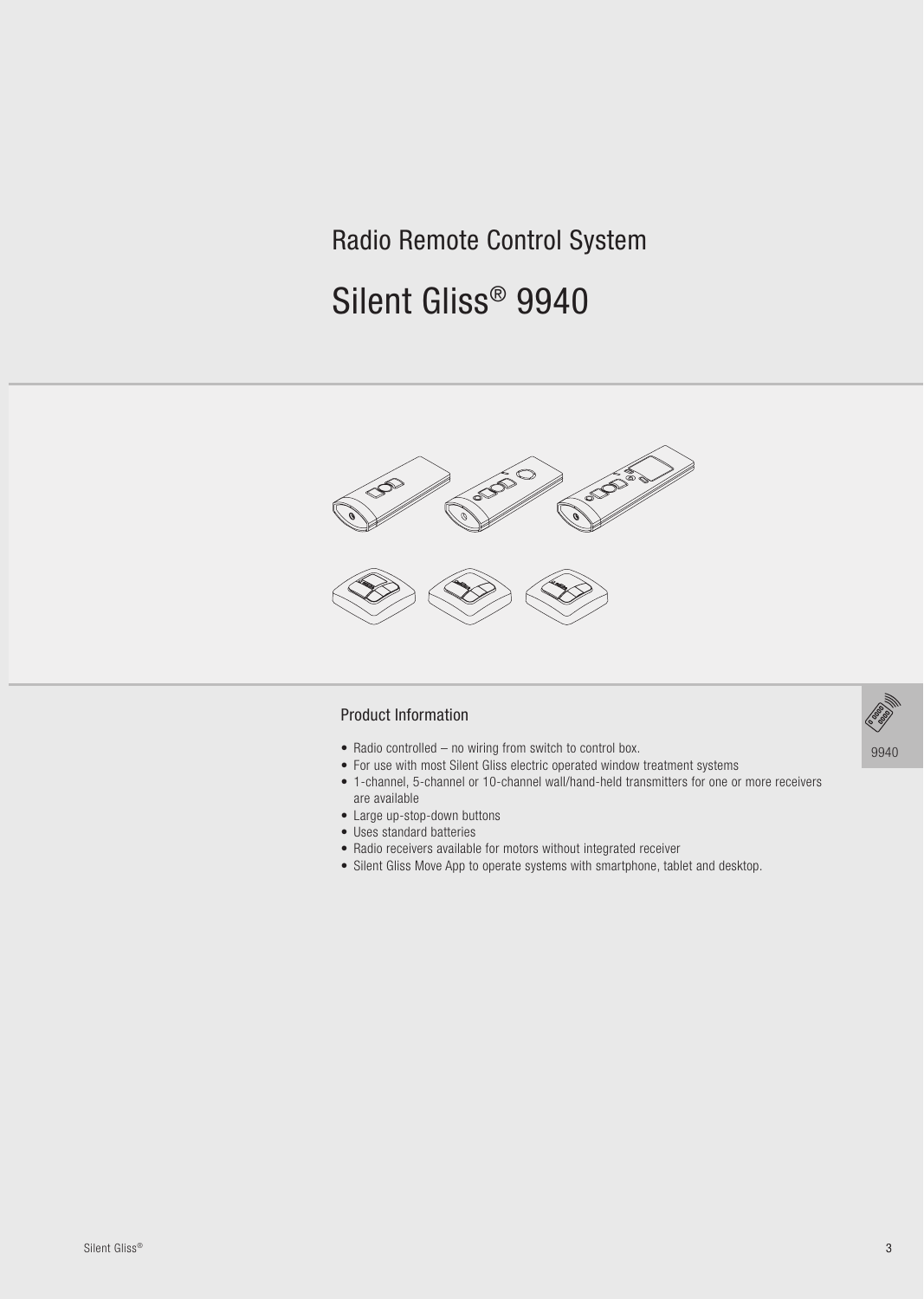Radio Remote Control System

# Silent Gliss® 9940

## Product Information

- Radio controlled – no wiring from switch to control box.
- For use with most Silent Gliss electric operated window treatment systems
- 1-channel, 5-channel or 10-channel wall/hand-held transmitters for one or more receivers are available
- Large up-stop-down buttons
- Uses standard batteries
- Radio receivers available for motors without integrated receiver
- Silent Gliss Move App to operate systems with smartphone, tablet and desktop.

9940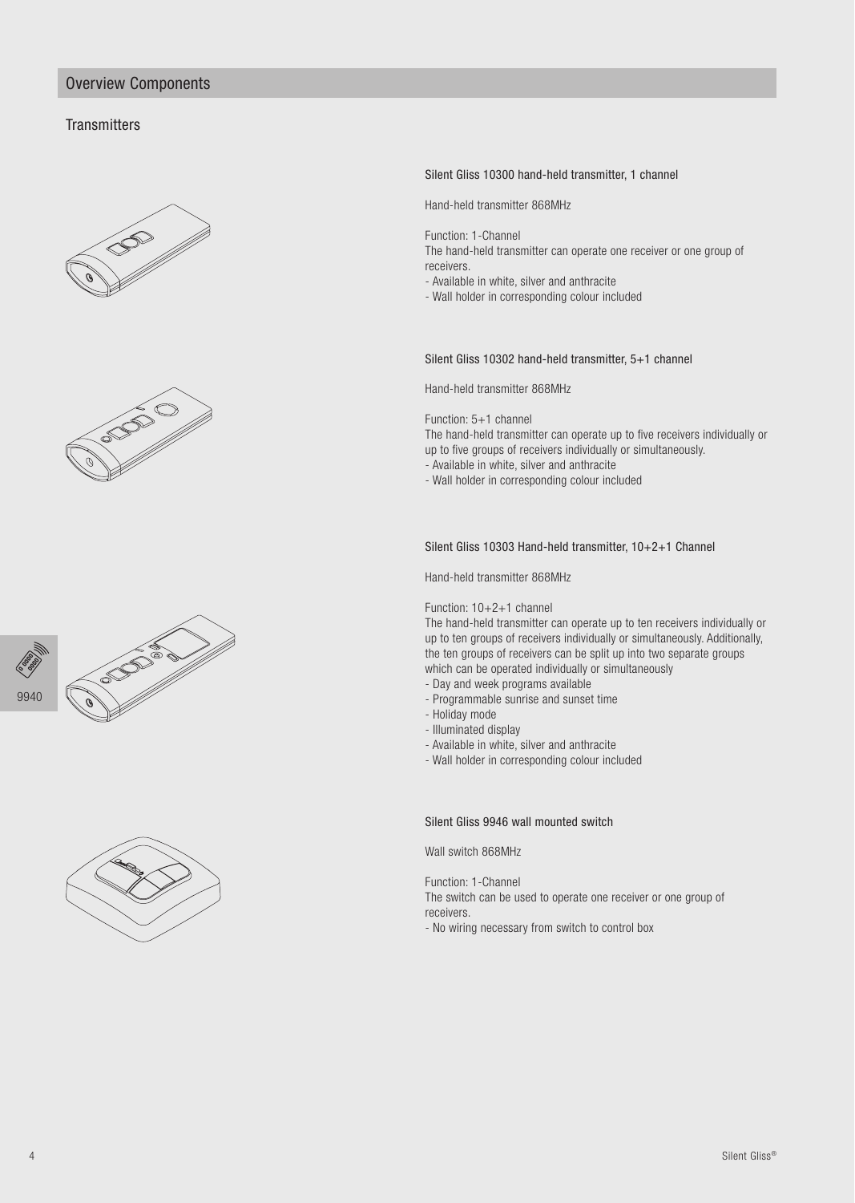## Overview Components

### Transmitters

#### Silent Gliss 10300 hand-held transmitter, 1 channel

Hand-held transmitter 868MHz

Function: 1-Channel
The hand-held transmitter can operate one receiver or one group of receivers.
- Available in white, silver and anthracite
- Wall holder in corresponding colour included

#### Silent Gliss 10302 hand-held transmitter, 5+1 channel

Hand-held transmitter 868MHz

Function: 5+1 channel
The hand-held transmitter can operate up to five receivers individually or up to five groups of receivers individually or simultaneously.
- Available in white, silver and anthracite
- Wall holder in corresponding colour included

#### Silent Gliss 10303 Hand-held transmitter, 10+2+1 Channel

Hand-held transmitter 868MHz

Function: 10+2+1 channel
The hand-held transmitter can operate up to ten receivers individually or up to ten groups of receivers individually or simultaneously. Additionally, the ten groups of receivers can be split up into two separate groups which can be operated individually or simultaneously
- Day and week programs available
- Programmable sunrise and sunset time
- Holiday mode
- Illuminated display
- Available in white, silver and anthracite
- Wall holder in corresponding colour included

9940

#### Silent Gliss 9946 wall mounted switch

Wall switch 868MHz

Function: 1-Channel
The switch can be used to operate one receiver or one group of receivers.
- No wiring necessary from switch to control box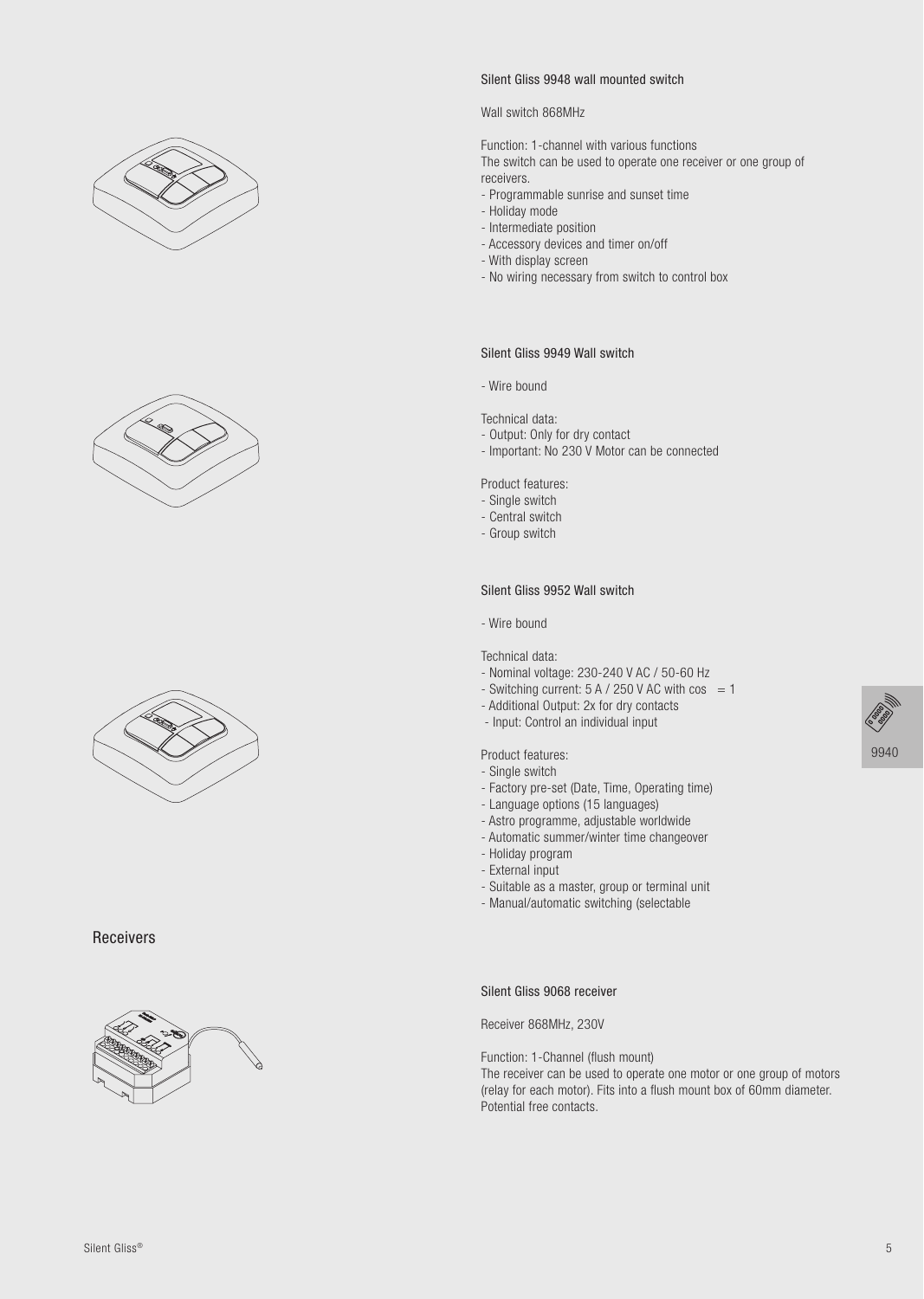#### Silent Gliss 9948 wall mounted switch

Wall switch 868MHz

Function: 1-channel with various functions
The switch can be used to operate one receiver or one group of receivers.
- Programmable sunrise and sunset time
- Holiday mode
- Intermediate position
- Accessory devices and timer on/off
- With display screen
- No wiring necessary from switch to control box

#### Silent Gliss 9949 Wall switch

- Wire bound

Technical data:
- Output: Only for dry contact
- Important: No 230 V Motor can be connected

Product features:
- Single switch
- Central switch
- Group switch

#### Silent Gliss 9952 Wall switch

- Wire bound

Technical data:
- Nominal voltage: 230-240 V AC / 50-60 Hz
- Switching current: 5 A / 250 V AC with cos  = 1
- Additional Output: 2x for dry contacts
- Input: Control an individual input

Product features:
- Single switch
- Factory pre-set (Date, Time, Operating time)
- Language options (15 languages)
- Astro programme, adjustable worldwide
- Automatic summer/winter time changeover
- Holiday program
- External input
- Suitable as a master, group or terminal unit
- Manual/automatic switching (selectable

9940

## Receivers

#### Silent Gliss 9068 receiver

Receiver 868MHz, 230V

Function: 1-Channel (flush mount)
The receiver can be used to operate one motor or one group of motors (relay for each motor). Fits into a flush mount box of 60mm diameter. Potential free contacts.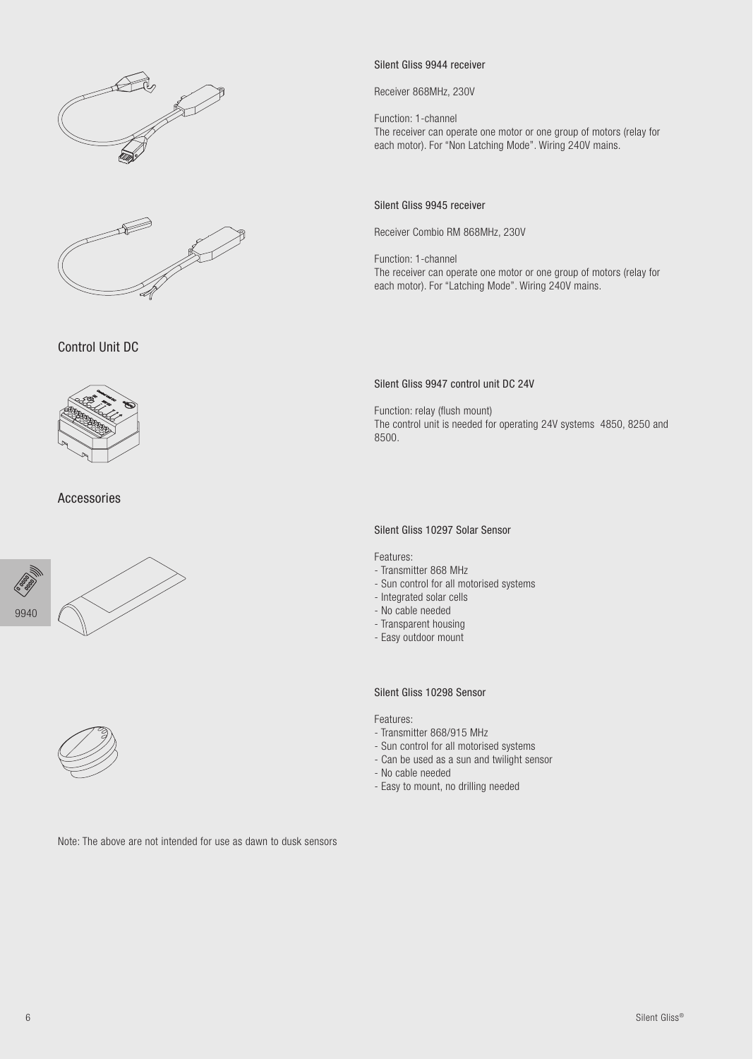#### Silent Gliss 9944 receiver

Receiver 868MHz, 230V

Function: 1-channel
The receiver can operate one motor or one group of motors (relay for each motor). For "Non Latching Mode". Wiring 240V mains.

#### Silent Gliss 9945 receiver

Receiver Combio RM 868MHz, 230V

Function: 1-channel
The receiver can operate one motor or one group of motors (relay for each motor). For "Latching Mode". Wiring 240V mains.

## Control Unit DC

#### Silent Gliss 9947 control unit DC 24V

Function: relay (flush mount)
The control unit is needed for operating 24V systems 4850, 8250 and 8500.

## Accessories

#### Silent Gliss 10297 Solar Sensor

Features:
- Transmitter 868 MHz
- Sun control for all motorised systems
- Integrated solar cells
- No cable needed
- Transparent housing
- Easy outdoor mount

#### Silent Gliss 10298 Sensor

Features:
- Transmitter 868/915 MHz
- Sun control for all motorised systems
- Can be used as a sun and twilight sensor
- No cable needed
- Easy to mount, no drilling needed

Note: The above are not intended for use as dawn to dusk sensors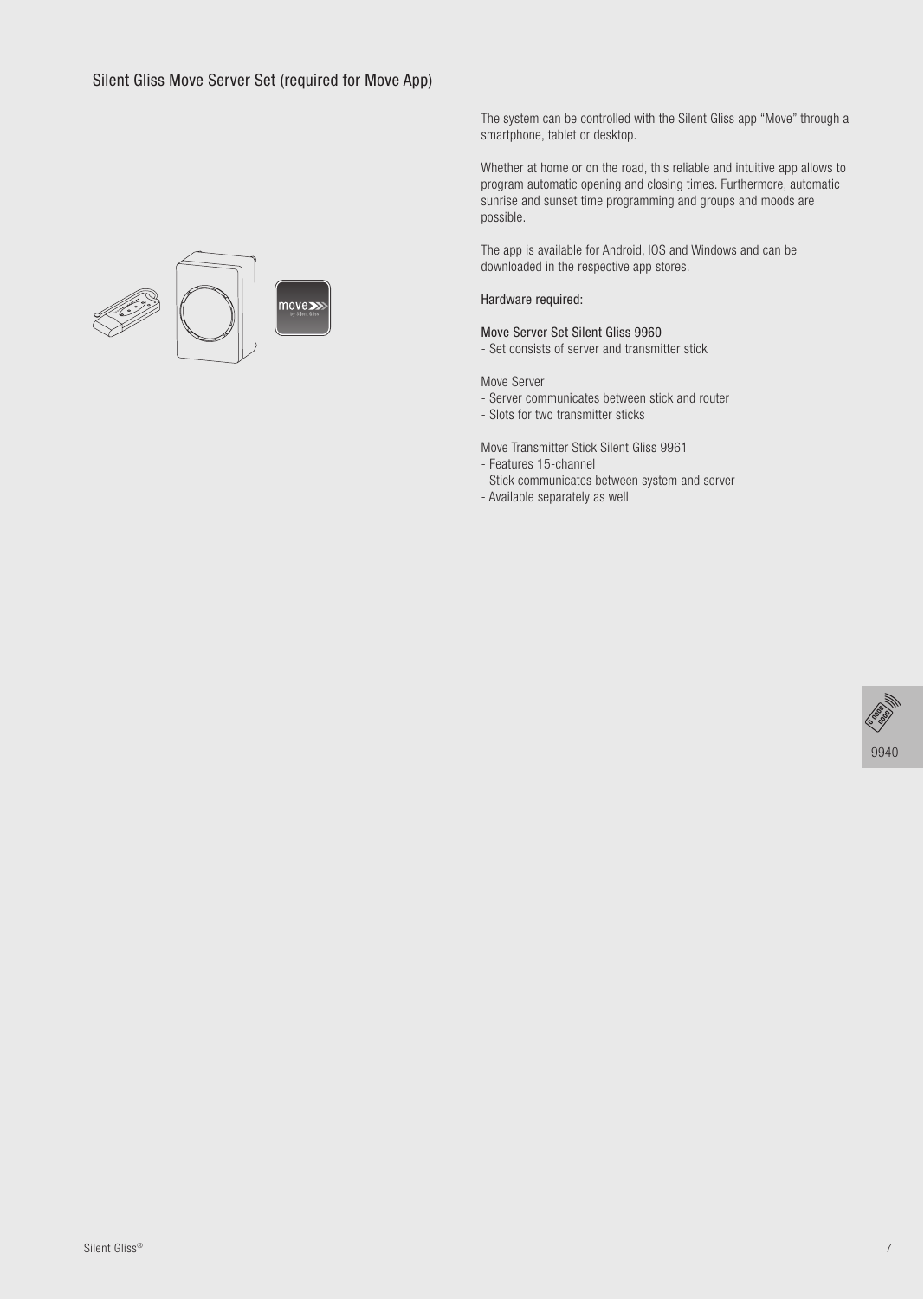## Silent Gliss Move Server Set (required for Move App)

The system can be controlled with the Silent Gliss app "Move" through a smartphone, tablet or desktop.

Whether at home or on the road, this reliable and intuitive app allows to program automatic opening and closing times. Furthermore, automatic sunrise and sunset time programming and groups and moods are possible.

The app is available for Android, IOS and Windows and can be downloaded in the respective app stores.

Hardware required:

Move Server Set Silent Gliss 9960
- Set consists of server and transmitter stick

Move Server
- Server communicates between stick and router
- Slots for two transmitter sticks

Move Transmitter Stick Silent Gliss 9961
- Features 15-channel
- Stick communicates between system and server
- Available separately as well

9940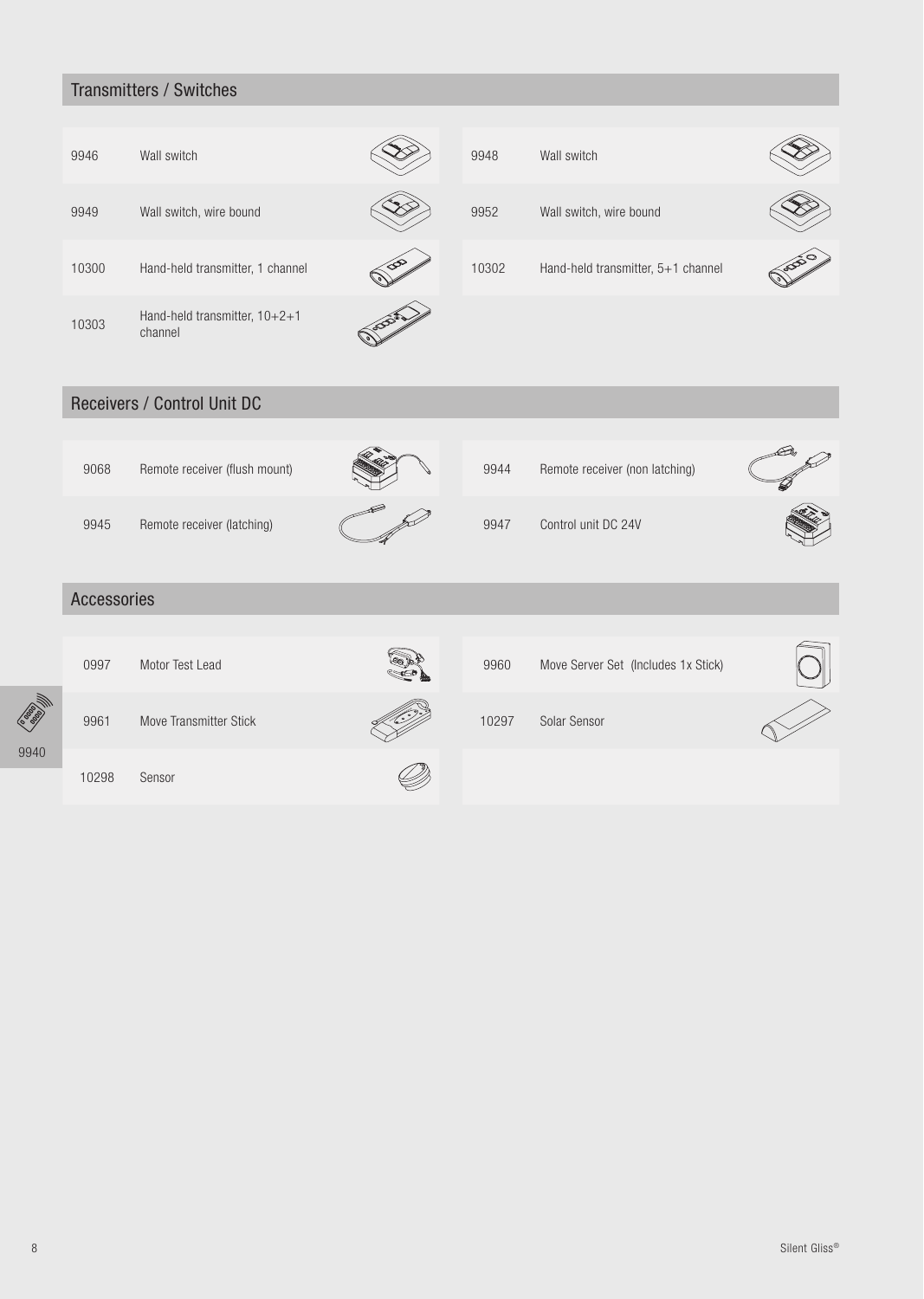## Transmitters / Switches

| | | | |
|---|---|---|---|
| 9946 | Wall switch | 9948 | Wall switch |
| 9949 | Wall switch, wire bound | 9952 | Wall switch, wire bound |
| 10300 | Hand-held transmitter, 1 channel | 10302 | Hand-held transmitter, 5+1 channel |
| 10303 | Hand-held transmitter, 10+2+1 channel | | |

## Receivers / Control Unit DC

| | | | |
|---|---|---|---|
| 9068 | Remote receiver (flush mount) | 9944 | Remote receiver (non latching) |
| 9945 | Remote receiver (latching) | 9947 | Control unit DC 24V |

## Accessories

| | | | |
|---|---|---|---|
| 0997 | Motor Test Lead | 9960 | Move Server Set (Includes 1x Stick) |
| 9961 | Move Transmitter Stick | 10297 | Solar Sensor |
| 10298 | Sensor | | |

9940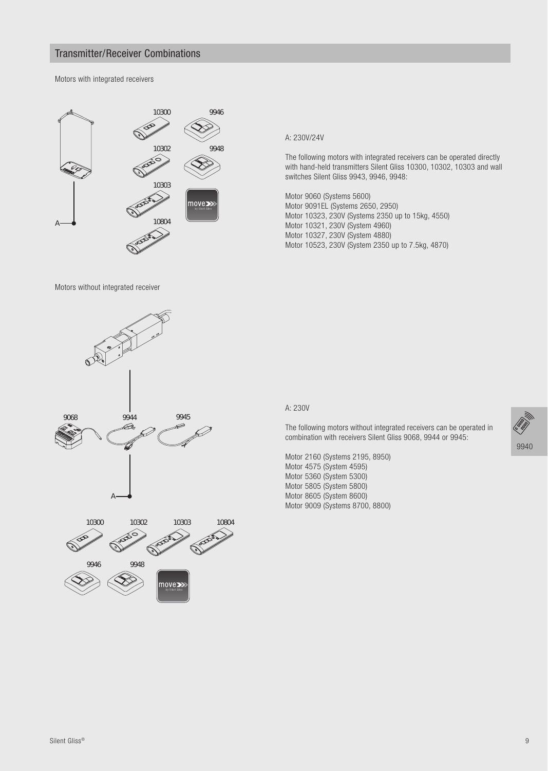## Transmitter/Receiver Combinations

Motors with integrated receivers

A: 230V/24V

The following motors with integrated receivers can be operated directly with hand-held transmitters Silent Gliss 10300, 10302, 10303 and wall switches Silent Gliss 9943, 9946, 9948:

Motor 9060 (Systems 5600)
Motor 9091EL (Systems 2650, 2950)
Motor 10323, 230V (Systems 2350 up to 15kg, 4550)
Motor 10321, 230V (System 4960)
Motor 10327, 230V (System 4880)
Motor 10523, 230V (System 2350 up to 7.5kg, 4870)

Motors without integrated receiver

A: 230V

The following motors without integrated receivers can be operated in combination with receivers Silent Gliss 9068, 9944 or 9945:

Motor 2160 (Systems 2195, 8950)
Motor 4575 (System 4595)
Motor 5360 (System 5300)
Motor 5805 (System 5800)
Motor 8605 (System 8600)
Motor 9009 (Systems 8700, 8800)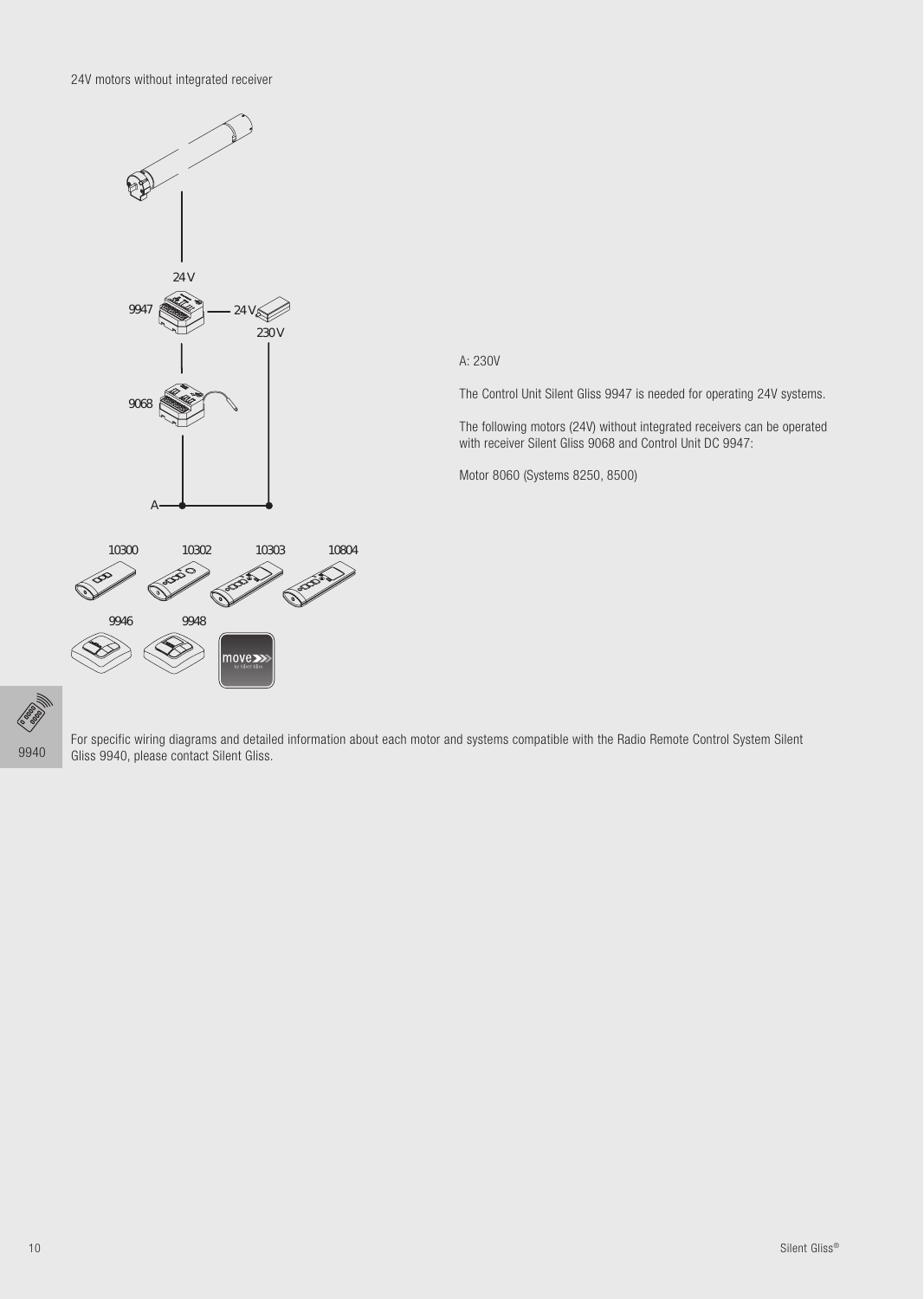24V motors without integrated receiver

24 V

9947

24 V

230 V

9068

A

10300 10302 10303 10804

9946 9948

A: 230V

The Control Unit Silent Gliss 9947 is needed for operating 24V systems.

The following motors (24V) without integrated receivers can be operated with receiver Silent Gliss 9068 and Control Unit DC 9947:

Motor 8060 (Systems 8250, 8500)

9940

For specific wiring diagrams and detailed information about each motor and systems compatible with the Radio Remote Control System Silent Gliss 9940, please contact Silent Gliss.